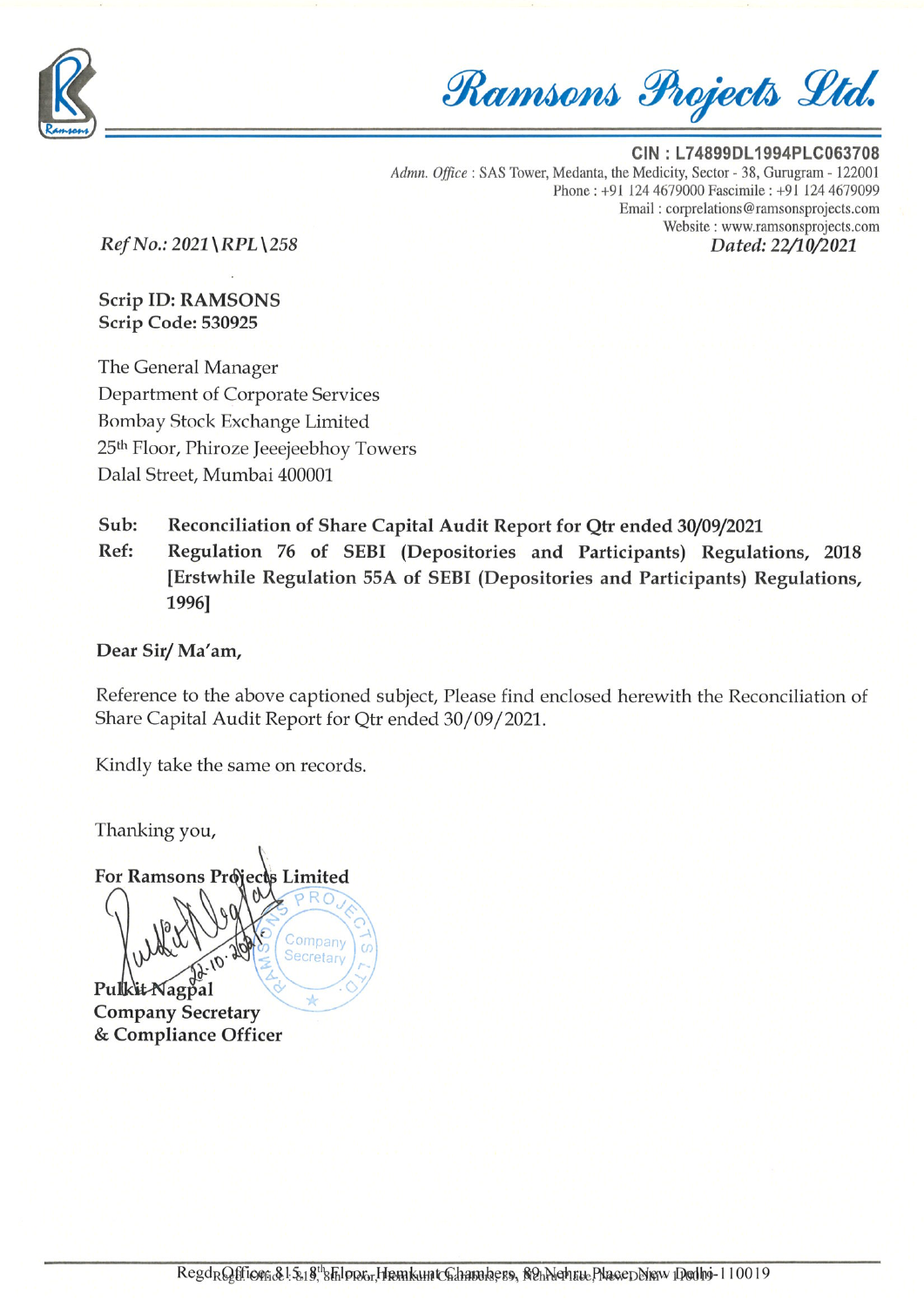# Ramsons Projects Ltd.

**CIN : L74899DL1994PLC063708**

*Admn. Office* : SAS Tower, Medanta, the Medicity, Sector - 38, Gurugram - 122001
Phone : +91 124 4679000 Fascimile : +91 124 4679099
Email : corprelations@ramsonsprojects.com
Website : www.ramsonsprojects.com

*Ref No.: 2021\RPL\258*

*Dated: 22/10/2021*

**Scrip ID: RAMSONS**
**Scrip Code: 530925**

The General Manager
Department of Corporate Services
Bombay Stock Exchange Limited
25th Floor, Phiroze Jeeejeebhoy Towers
Dalal Street, Mumbai 400001

**Sub: Reconciliation of Share Capital Audit Report for Qtr ended 30/09/2021**

**Ref: Regulation 76 of SEBI (Depositories and Participants) Regulations, 2018 [Erstwhile Regulation 55A of SEBI (Depositories and Participants) Regulations, 1996]**

**Dear Sir/ Ma'am,**

Reference to the above captioned subject, Please find enclosed herewith the Reconciliation of Share Capital Audit Report for Qtr ended 30/09/2021.

Kindly take the same on records.

Thanking you,

**For Ramsons Projects Limited**

22.10.2021

**Pulkit Nagpal**
**Company Secretary**
**& Compliance Officer**

Regd. Office: 815, 8th Floor, Hemkunt Chambers, 89, Nehru Place, New Delhi-110019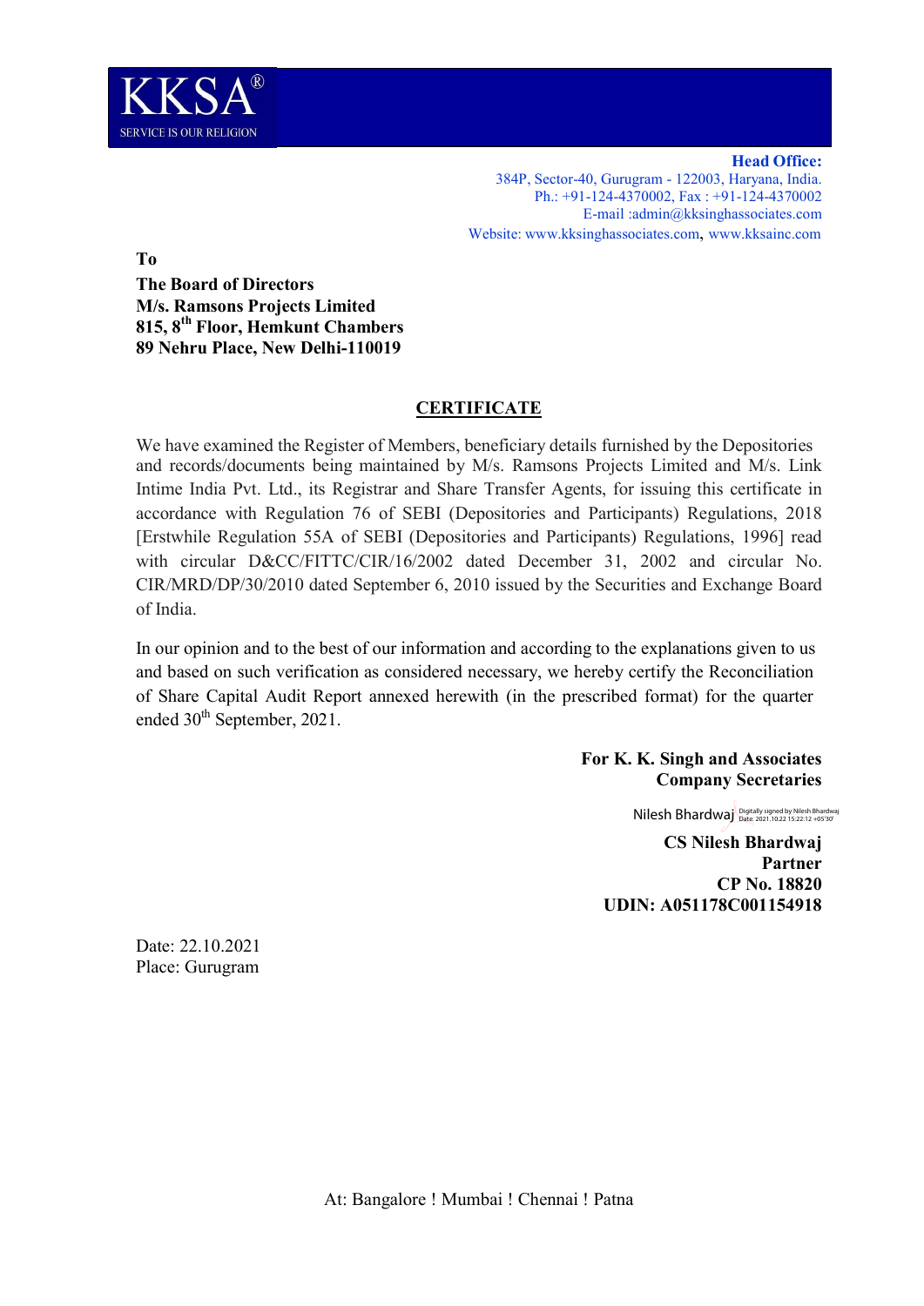**KKSA®**
SERVICE IS OUR RELIGION

**Head Office:**
384P, Sector-40, Gurugram - 122003, Haryana, India.
Ph.: +91-124-4370002, Fax : +91-124-4370002
E-mail :admin@kksinghassociates.com
Website: www.kksinghassociates.com, www.kksainc.com

**To**
**The Board of Directors**
**M/s. Ramsons Projects Limited**
**815, 8th Floor, Hemkunt Chambers**
**89 Nehru Place, New Delhi-110019**

## CERTIFICATE

We have examined the Register of Members, beneficiary details furnished by the Depositories and records/documents being maintained by M/s. Ramsons Projects Limited and M/s. Link Intime India Pvt. Ltd., its Registrar and Share Transfer Agents, for issuing this certificate in accordance with Regulation 76 of SEBI (Depositories and Participants) Regulations, 2018 [Erstwhile Regulation 55A of SEBI (Depositories and Participants) Regulations, 1996] read with circular D&CC/FITTC/CIR/16/2002 dated December 31, 2002 and circular No. CIR/MRD/DP/30/2010 dated September 6, 2010 issued by the Securities and Exchange Board of India.

In our opinion and to the best of our information and according to the explanations given to us and based on such verification as considered necessary, we hereby certify the Reconciliation of Share Capital Audit Report annexed herewith (in the prescribed format) for the quarter ended 30th September, 2021.

**For K. K. Singh and Associates**
**Company Secretaries**

Nilesh Bhardwaj Digitally signed by Nilesh Bhardwaj Date: 2021.10.22 15:22:12 +05'30'

**CS Nilesh Bhardwaj**
**Partner**
**CP No. 18820**
**UDIN: A051178C001154918**

Date: 22.10.2021
Place: Gurugram

At: Bangalore ! Mumbai ! Chennai ! Patna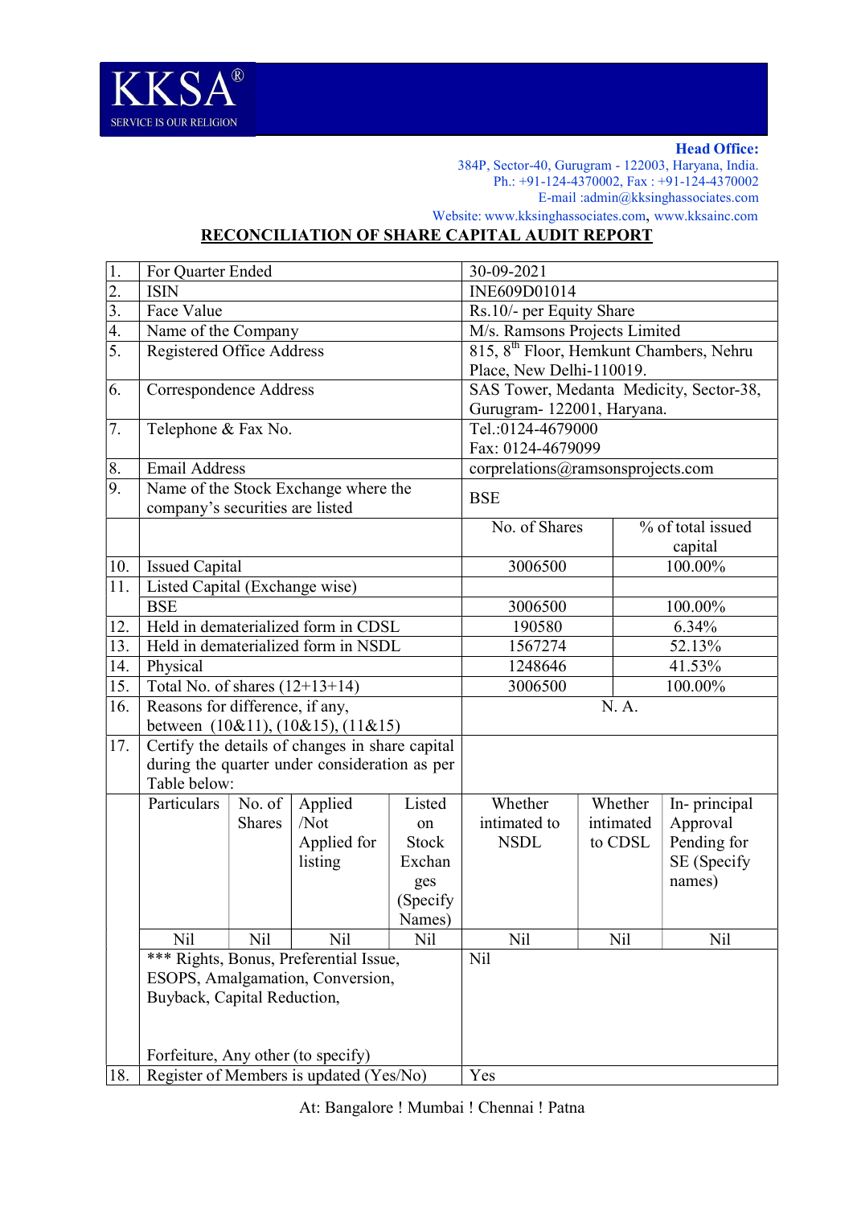KKSA®
SERVICE IS OUR RELIGION

**Head Office:**
384P, Sector-40, Gurugram - 122003, Haryana, India.
Ph.: +91-124-4370002, Fax : +91-124-4370002
E-mail :admin@kksinghassociates.com
Website: www.kksinghassociates.com, www.kksainc.com

## RECONCILIATION OF SHARE CAPITAL AUDIT REPORT

| | | | | | | | |
|---|---|---|---|---|---|---|---|
| 1. | For Quarter Ended | | | | 30-09-2021 | | |
| 2. | ISIN | | | | INE609D01014 | | |
| 3. | Face Value | | | | Rs.10/- per Equity Share | | |
| 4. | Name of the Company | | | | M/s. Ramsons Projects Limited | | |
| 5. | Registered Office Address | | | | 815, 8th Floor, Hemkunt Chambers, Nehru Place, New Delhi-110019. | | |
| 6. | Correspondence Address | | | | SAS Tower, Medanta Medicity, Sector-38, Gurugram- 122001, Haryana. | | |
| 7. | Telephone & Fax No. | | | | Tel.:0124-4679000<br>Fax: 0124-4679099 | | |
| 8. | Email Address | | | | corprelations@ramsonsprojects.com | | |
| 9. | Name of the Stock Exchange where the company's securities are listed | | | | BSE | | |
| | | | | | No. of Shares | % of total issued capital | |
| 10. | Issued Capital | | | | 3006500 | 100.00% | |
| 11. | Listed Capital (Exchange wise) | | | | | | |
| | BSE | | | | 3006500 | 100.00% | |
| 12. | Held in dematerialized form in CDSL | | | | 190580 | 6.34% | |
| 13. | Held in dematerialized form in NSDL | | | | 1567274 | 52.13% | |
| 14. | Physical | | | | 1248646 | 41.53% | |
| 15. | Total No. of shares (12+13+14) | | | | 3006500 | 100.00% | |
| 16. | Reasons for difference, if any, between (10&11), (10&15), (11&15) | | | | N. A. | | |
| 17. | Certify the details of changes in share capital during the quarter under consideration as per Table below: | | | | | | |
| | Particulars | No. of Shares | Applied /Not Applied for listing | Listed on Stock Exchanges (Specify Names) | Whether intimated to NSDL | Whether intimated to CDSL | In- principal Approval Pending for SE (Specify names) |
| | Nil | Nil | Nil | Nil | Nil | Nil | Nil |
| | *** Rights, Bonus, Preferential Issue, ESOPS, Amalgamation, Conversion, Buyback, Capital Reduction, Forfeiture, Any other (to specify) | | | | Nil | | |
| 18. | Register of Members is updated (Yes/No) | | | | Yes | | |

At: Bangalore ! Mumbai ! Chennai ! Patna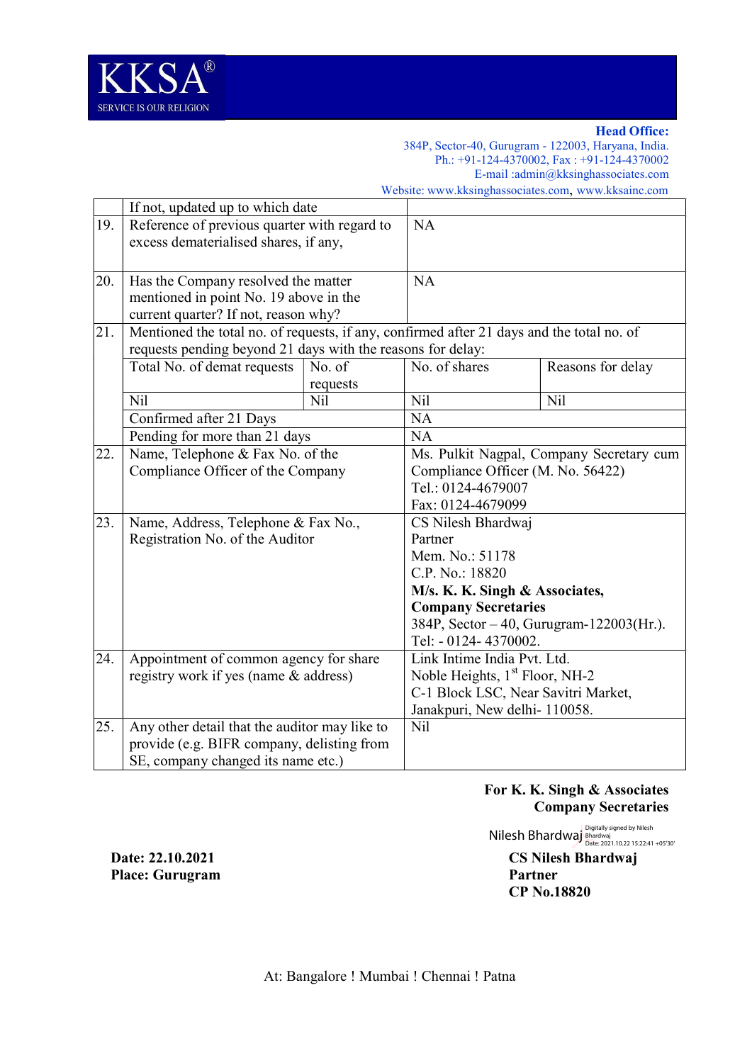KKSA®
SERVICE IS OUR RELIGION

**Head Office:**
384P, Sector-40, Gurugram - 122003, Haryana, India.
Ph.: +91-124-4370002, Fax : +91-124-4370002
E-mail :admin@kksinghassociates.com
Website: www.kksinghassociates.com, www.kksainc.com

| | | | | |
|---|---|---|---|---|
| | If not, updated up to which date | | | |
| 19. | Reference of previous quarter with regard to excess dematerialised shares, if any, | | NA | |
| 20. | Has the Company resolved the matter mentioned in point No. 19 above in the current quarter? If not, reason why? | | NA | |
| 21. | Mentioned the total no. of requests, if any, confirmed after 21 days and the total no. of requests pending beyond 21 days with the reasons for delay: | | | |
| | Total No. of demat requests | No. of requests | No. of shares | Reasons for delay |
| | Nil | Nil | Nil | Nil |
| | Confirmed after 21 Days | | NA | |
| | Pending for more than 21 days | | NA | |
| 22. | Name, Telephone & Fax No. of the Compliance Officer of the Company | | Ms. Pulkit Nagpal, Company Secretary cum Compliance Officer (M. No. 56422)<br>Tel.: 0124-4679007<br>Fax: 0124-4679099 | |
| 23. | Name, Address, Telephone & Fax No., Registration No. of the Auditor | | CS Nilesh Bhardwaj<br>Partner<br>Mem. No.: 51178<br>C.P. No.: 18820<br>**M/s. K. K. Singh & Associates,**<br>**Company Secretaries**<br>384P, Sector – 40, Gurugram-122003(Hr.).<br>Tel: - 0124- 4370002. | |
| 24. | Appointment of common agency for share registry work if yes (name & address) | | Link Intime India Pvt. Ltd.<br>Noble Heights, 1st Floor, NH-2<br>C-1 Block LSC, Near Savitri Market,<br>Janakpuri, New delhi- 110058. | |
| 25. | Any other detail that the auditor may like to provide (e.g. BIFR company, delisting from SE, company changed its name etc.) | | Nil | |

**For K. K. Singh & Associates**
**Company Secretaries**

Nilesh Bhardwaj (Digitally signed by Nilesh Bhardwaj Date: 2021.10.22 15:22:41 +05'30')

**Date: 22.10.2021**
**Place: Gurugram**

**CS Nilesh Bhardwaj**
**Partner**
**CP No.18820**

At: Bangalore ! Mumbai ! Chennai ! Patna